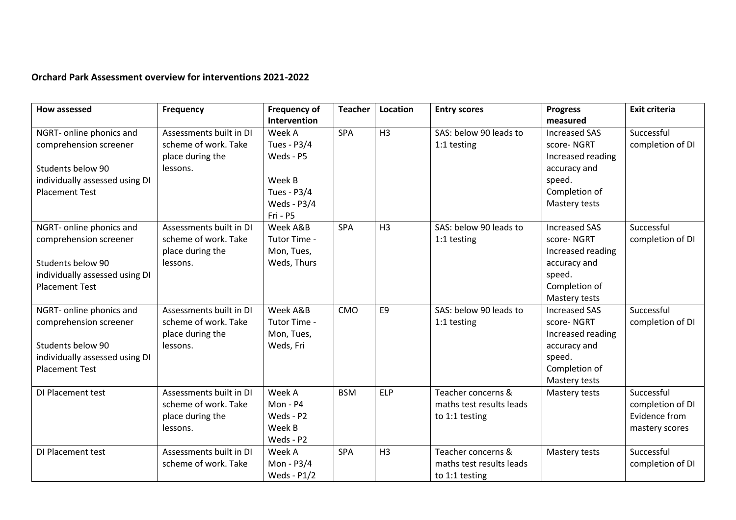**Orchard Park Assessment overview for interventions 2021-2022**

| How assessed | Frequency | Frequency of Intervention | Teacher | Location | Entry scores | Progress measured | Exit criteria |
|---|---|---|---|---|---|---|---|
| NGRT- online phonics and comprehension screener<br><br>Students below 90 individually assessed using DI Placement Test | Assessments built in DI scheme of work. Take place during the lessons. | Week A<br>Tues - P3/4<br>Weds - P5<br><br>Week B<br>Tues - P3/4<br>Weds - P3/4<br>Fri - P5 | SPA | H3 | SAS: below 90 leads to 1:1 testing | Increased SAS score- NGRT<br>Increased reading accuracy and speed.<br>Completion of Mastery tests | Successful completion of DI |
| NGRT- online phonics and comprehension screener<br><br>Students below 90 individually assessed using DI Placement Test | Assessments built in DI scheme of work. Take place during the lessons. | Week A&B<br>Tutor Time - Mon, Tues, Weds, Thurs | SPA | H3 | SAS: below 90 leads to 1:1 testing | Increased SAS score- NGRT<br>Increased reading accuracy and speed.<br>Completion of Mastery tests | Successful completion of DI |
| NGRT- online phonics and comprehension screener<br><br>Students below 90 individually assessed using DI Placement Test | Assessments built in DI scheme of work. Take place during the lessons. | Week A&B<br>Tutor Time - Mon, Tues, Weds, Fri | CMO | E9 | SAS: below 90 leads to 1:1 testing | Increased SAS score- NGRT<br>Increased reading accuracy and speed.<br>Completion of Mastery tests | Successful completion of DI |
| DI Placement test | Assessments built in DI scheme of work. Take place during the lessons. | Week A<br>Mon - P4<br>Weds - P2<br>Week B<br>Weds - P2 | BSM | ELP | Teacher concerns & maths test results leads to 1:1 testing | Mastery tests | Successful completion of DI Evidence from mastery scores |
| DI Placement test | Assessments built in DI scheme of work. Take | Week A<br>Mon - P3/4<br>Weds - P1/2 | SPA | H3 | Teacher concerns & maths test results leads to 1:1 testing | Mastery tests | Successful completion of DI |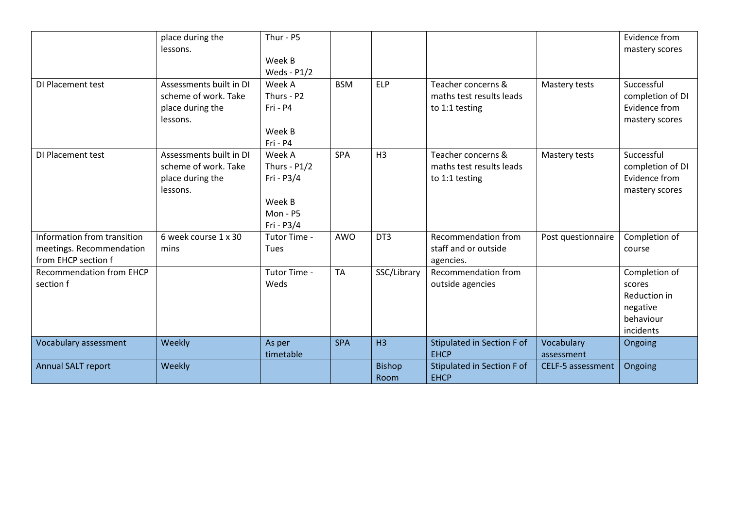| | | | | | | | |
|---|---|---|---|---|---|---|---|
| | place during the lessons. | Thur - P5<br><br>Week B<br>Weds - P1/2 | | | | | Evidence from mastery scores |
| DI Placement test | Assessments built in DI scheme of work. Take place during the lessons. | Week A<br>Thurs - P2<br>Fri - P4<br><br>Week B<br>Fri - P4 | BSM | ELP | Teacher concerns & maths test results leads to 1:1 testing | Mastery tests | Successful completion of DI Evidence from mastery scores |
| DI Placement test | Assessments built in DI scheme of work. Take place during the lessons. | Week A<br>Thurs - P1/2<br>Fri - P3/4<br><br>Week B<br>Mon - P5<br>Fri - P3/4 | SPA | H3 | Teacher concerns & maths test results leads to 1:1 testing | Mastery tests | Successful completion of DI Evidence from mastery scores |
| Information from transition meetings. Recommendation from EHCP section f | 6 week course 1 x 30 mins | Tutor Time - Tues | AWO | DT3 | Recommendation from staff and or outside agencies. | Post questionnaire | Completion of course |
| Recommendation from EHCP section f | | Tutor Time - Weds | TA | SSC/Library | Recommendation from outside agencies | | Completion of scores<br>Reduction in negative behaviour incidents |
| Vocabulary assessment | Weekly | As per timetable | SPA | H3 | Stipulated in Section F of EHCP | Vocabulary assessment | Ongoing |
| Annual SALT report | Weekly | | | Bishop Room | Stipulated in Section F of EHCP | CELF-5 assessment | Ongoing |